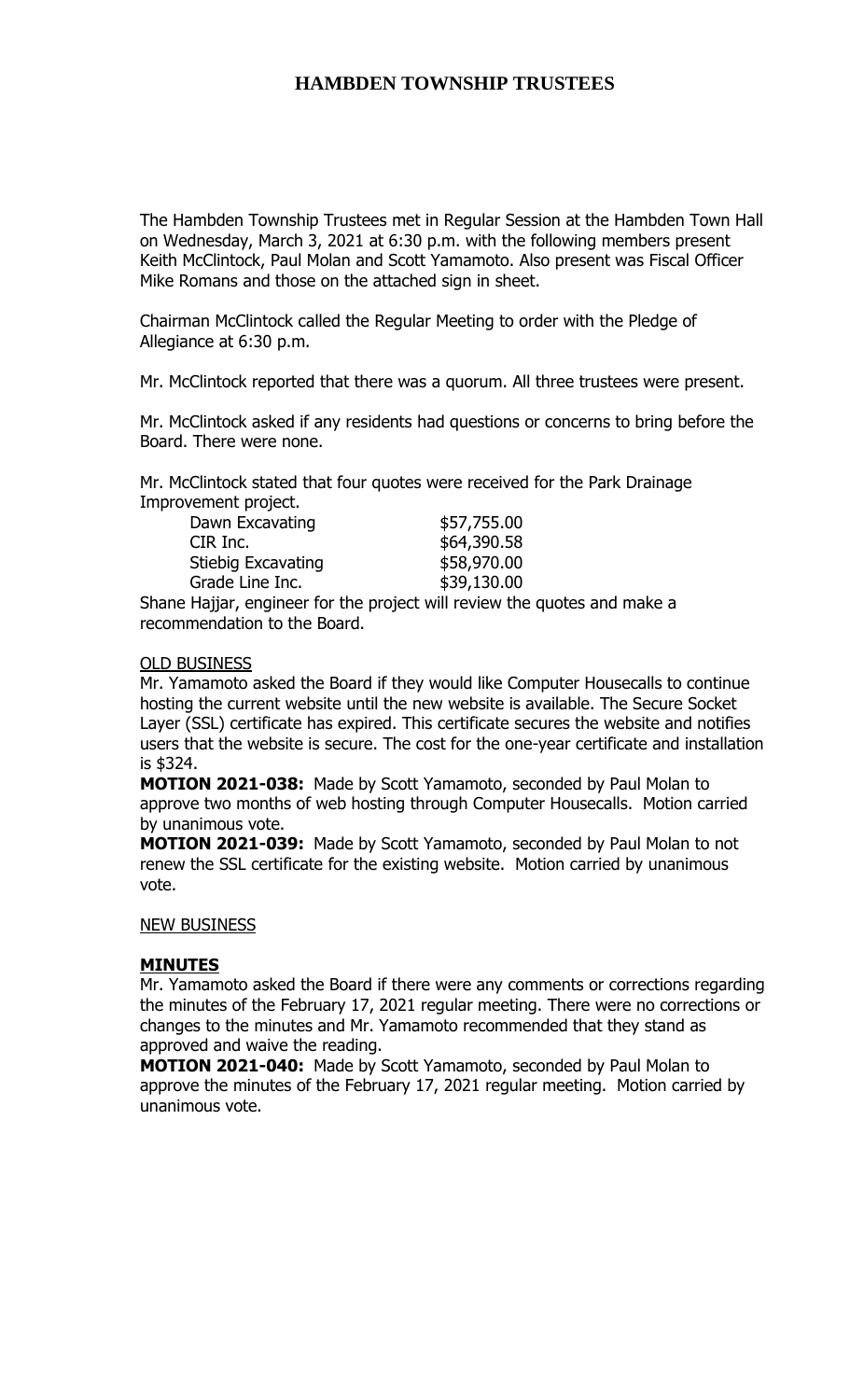# HAMBDEN TOWNSHIP TRUSTEES

The Hambden Township Trustees met in Regular Session at the Hambden Town Hall on Wednesday, March 3, 2021 at 6:30 p.m. with the following members present Keith McClintock, Paul Molan and Scott Yamamoto. Also present was Fiscal Officer Mike Romans and those on the attached sign in sheet.

Chairman McClintock called the Regular Meeting to order with the Pledge of Allegiance at 6:30 p.m.

Mr. McClintock reported that there was a quorum. All three trustees were present.

Mr. McClintock asked if any residents had questions or concerns to bring before the Board. There were none.

Mr. McClintock stated that four quotes were received for the Park Drainage Improvement project.

| | |
|---|---|
| Dawn Excavating | $57,755.00 |
| CIR Inc. | $64,390.58 |
| Stiebig Excavating | $58,970.00 |
| Grade Line Inc. | $39,130.00 |

Shane Hajjar, engineer for the project will review the quotes and make a recommendation to the Board.

OLD BUSINESS

Mr. Yamamoto asked the Board if they would like Computer Housecalls to continue hosting the current website until the new website is available. The Secure Socket Layer (SSL) certificate has expired. This certificate secures the website and notifies users that the website is secure. The cost for the one-year certificate and installation is $324.

**MOTION 2021-038:** Made by Scott Yamamoto, seconded by Paul Molan to approve two months of web hosting through Computer Housecalls. Motion carried by unanimous vote.

**MOTION 2021-039:** Made by Scott Yamamoto, seconded by Paul Molan to not renew the SSL certificate for the existing website. Motion carried by unanimous vote.

NEW BUSINESS

**MINUTES**

Mr. Yamamoto asked the Board if there were any comments or corrections regarding the minutes of the February 17, 2021 regular meeting. There were no corrections or changes to the minutes and Mr. Yamamoto recommended that they stand as approved and waive the reading.

**MOTION 2021-040:** Made by Scott Yamamoto, seconded by Paul Molan to approve the minutes of the February 17, 2021 regular meeting. Motion carried by unanimous vote.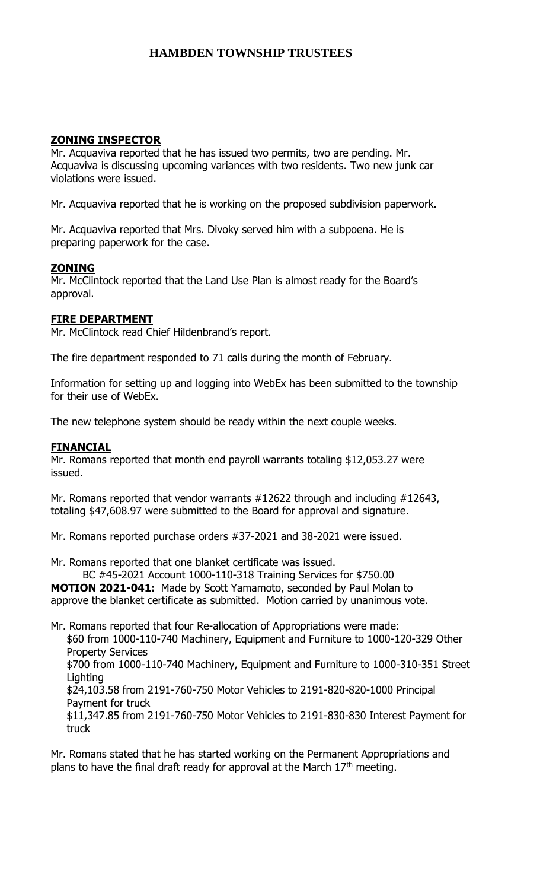## ZONING INSPECTOR

Mr. Acquaviva reported that he has issued two permits, two are pending. Mr. Acquaviva is discussing upcoming variances with two residents. Two new junk car violations were issued.

Mr. Acquaviva reported that he is working on the proposed subdivision paperwork.

Mr. Acquaviva reported that Mrs. Divoky served him with a subpoena. He is preparing paperwork for the case.

## ZONING

Mr. McClintock reported that the Land Use Plan is almost ready for the Board's approval.

## FIRE DEPARTMENT

Mr. McClintock read Chief Hildenbrand's report.

The fire department responded to 71 calls during the month of February.

Information for setting up and logging into WebEx has been submitted to the township for their use of WebEx.

The new telephone system should be ready within the next couple weeks.

## FINANCIAL

Mr. Romans reported that month end payroll warrants totaling $12,053.27 were issued.

Mr. Romans reported that vendor warrants #12622 through and including #12643, totaling $47,608.97 were submitted to the Board for approval and signature.

Mr. Romans reported purchase orders #37-2021 and 38-2021 were issued.

Mr. Romans reported that one blanket certificate was issued.

BC #45-2021 Account 1000-110-318 Training Services for $750.00

**MOTION 2021-041:** Made by Scott Yamamoto, seconded by Paul Molan to approve the blanket certificate as submitted. Motion carried by unanimous vote.

Mr. Romans reported that four Re-allocation of Appropriations were made:

$60 from 1000-110-740 Machinery, Equipment and Furniture to 1000-120-329 Other Property Services

$700 from 1000-110-740 Machinery, Equipment and Furniture to 1000-310-351 Street Lighting

$24,103.58 from 2191-760-750 Motor Vehicles to 2191-820-820-1000 Principal Payment for truck

$11,347.85 from 2191-760-750 Motor Vehicles to 2191-830-830 Interest Payment for truck

Mr. Romans stated that he has started working on the Permanent Appropriations and plans to have the final draft ready for approval at the March 17th meeting.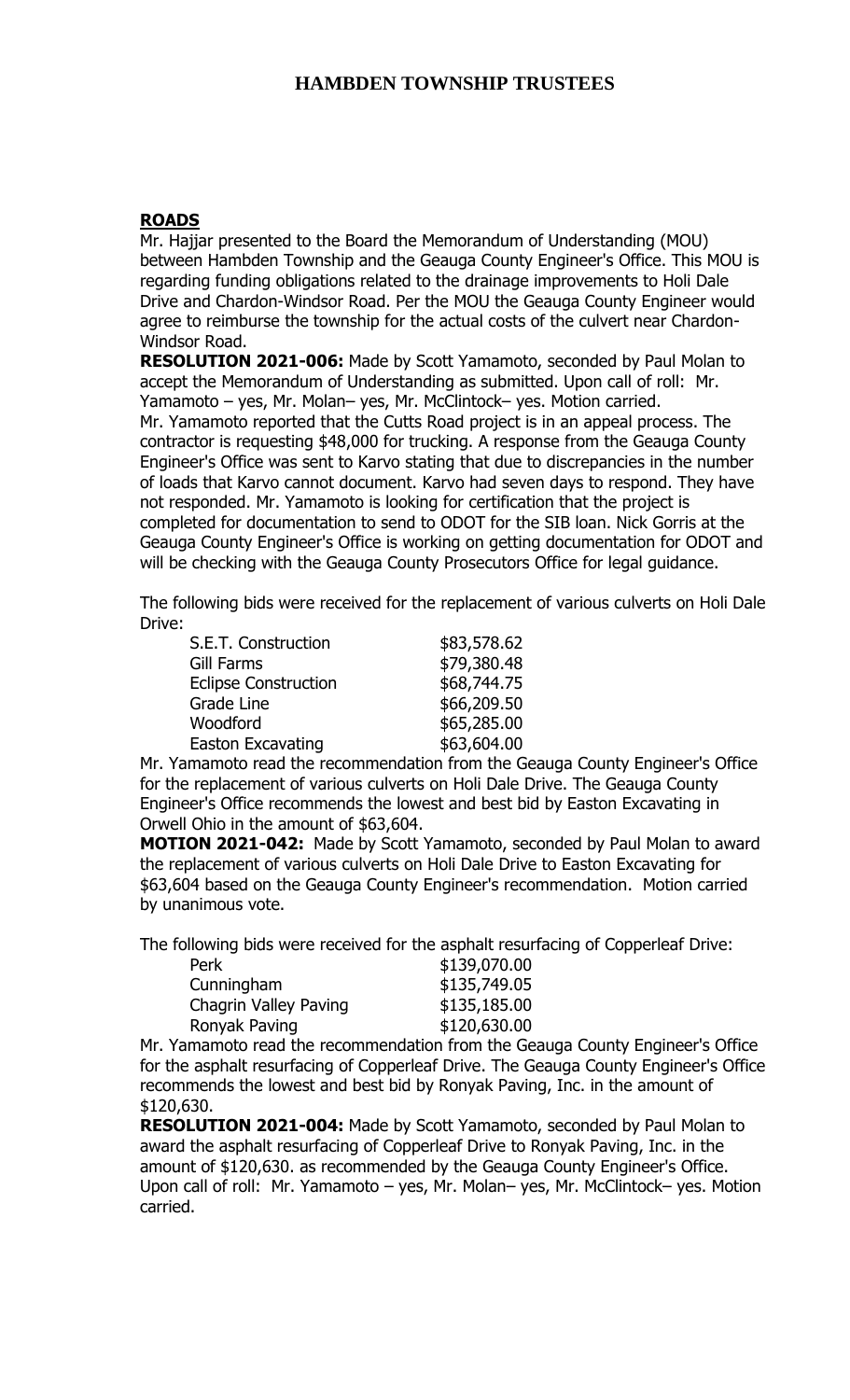**ROADS**

Mr. Hajjar presented to the Board the Memorandum of Understanding (MOU) between Hambden Township and the Geauga County Engineer's Office. This MOU is regarding funding obligations related to the drainage improvements to Holi Dale Drive and Chardon-Windsor Road. Per the MOU the Geauga County Engineer would agree to reimburse the township for the actual costs of the culvert near Chardon-Windsor Road.

**RESOLUTION 2021-006:** Made by Scott Yamamoto, seconded by Paul Molan to accept the Memorandum of Understanding as submitted. Upon call of roll: Mr. Yamamoto – yes, Mr. Molan– yes, Mr. McClintock– yes. Motion carried.

Mr. Yamamoto reported that the Cutts Road project is in an appeal process. The contractor is requesting $48,000 for trucking. A response from the Geauga County Engineer's Office was sent to Karvo stating that due to discrepancies in the number of loads that Karvo cannot document. Karvo had seven days to respond. They have not responded. Mr. Yamamoto is looking for certification that the project is completed for documentation to send to ODOT for the SIB loan. Nick Gorris at the Geauga County Engineer's Office is working on getting documentation for ODOT and will be checking with the Geauga County Prosecutors Office for legal guidance.

The following bids were received for the replacement of various culverts on Holi Dale Drive:

| | |
|---|---|
| S.E.T. Construction | $83,578.62 |
| Gill Farms | $79,380.48 |
| Eclipse Construction | $68,744.75 |
| Grade Line | $66,209.50 |
| Woodford | $65,285.00 |
| Easton Excavating | $63,604.00 |

Mr. Yamamoto read the recommendation from the Geauga County Engineer's Office for the replacement of various culverts on Holi Dale Drive. The Geauga County Engineer's Office recommends the lowest and best bid by Easton Excavating in Orwell Ohio in the amount of $63,604.

**MOTION 2021-042:** Made by Scott Yamamoto, seconded by Paul Molan to award the replacement of various culverts on Holi Dale Drive to Easton Excavating for $63,604 based on the Geauga County Engineer's recommendation. Motion carried by unanimous vote.

The following bids were received for the asphalt resurfacing of Copperleaf Drive:

| | |
|---|---|
| Perk | $139,070.00 |
| Cunningham | $135,749.05 |
| Chagrin Valley Paving | $135,185.00 |
| Ronyak Paving | $120,630.00 |

Mr. Yamamoto read the recommendation from the Geauga County Engineer's Office for the asphalt resurfacing of Copperleaf Drive. The Geauga County Engineer's Office recommends the lowest and best bid by Ronyak Paving, Inc. in the amount of $120,630.

**RESOLUTION 2021-004:** Made by Scott Yamamoto, seconded by Paul Molan to award the asphalt resurfacing of Copperleaf Drive to Ronyak Paving, Inc. in the amount of $120,630. as recommended by the Geauga County Engineer's Office. Upon call of roll: Mr. Yamamoto – yes, Mr. Molan– yes, Mr. McClintock– yes. Motion carried.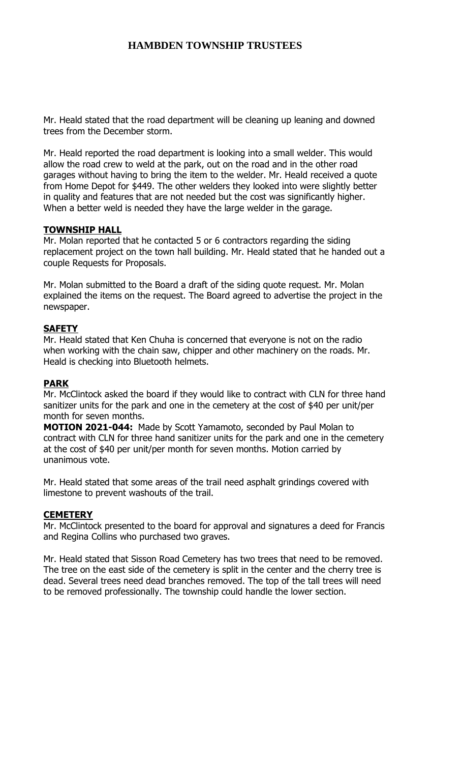Mr. Heald stated that the road department will be cleaning up leaning and downed trees from the December storm.

Mr. Heald reported the road department is looking into a small welder. This would allow the road crew to weld at the park, out on the road and in the other road garages without having to bring the item to the welder. Mr. Heald received a quote from Home Depot for $449. The other welders they looked into were slightly better in quality and features that are not needed but the cost was significantly higher. When a better weld is needed they have the large welder in the garage.

**TOWNSHIP HALL**

Mr. Molan reported that he contacted 5 or 6 contractors regarding the siding replacement project on the town hall building. Mr. Heald stated that he handed out a couple Requests for Proposals.

Mr. Molan submitted to the Board a draft of the siding quote request. Mr. Molan explained the items on the request. The Board agreed to advertise the project in the newspaper.

**SAFETY**

Mr. Heald stated that Ken Chuha is concerned that everyone is not on the radio when working with the chain saw, chipper and other machinery on the roads. Mr. Heald is checking into Bluetooth helmets.

**PARK**

Mr. McClintock asked the board if they would like to contract with CLN for three hand sanitizer units for the park and one in the cemetery at the cost of $40 per unit/per month for seven months.

**MOTION 2021-044:** Made by Scott Yamamoto, seconded by Paul Molan to contract with CLN for three hand sanitizer units for the park and one in the cemetery at the cost of $40 per unit/per month for seven months. Motion carried by unanimous vote.

Mr. Heald stated that some areas of the trail need asphalt grindings covered with limestone to prevent washouts of the trail.

**CEMETERY**

Mr. McClintock presented to the board for approval and signatures a deed for Francis and Regina Collins who purchased two graves.

Mr. Heald stated that Sisson Road Cemetery has two trees that need to be removed. The tree on the east side of the cemetery is split in the center and the cherry tree is dead. Several trees need dead branches removed. The top of the tall trees will need to be removed professionally. The township could handle the lower section.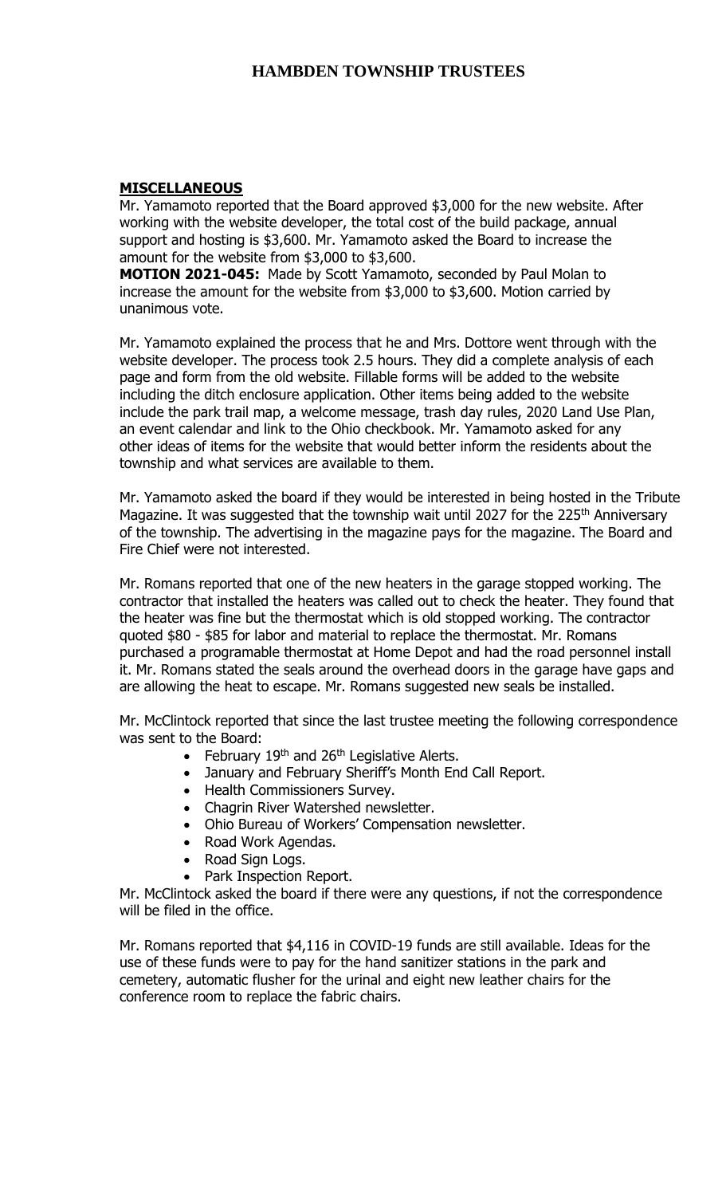**MISCELLANEOUS**

Mr. Yamamoto reported that the Board approved $3,000 for the new website. After working with the website developer, the total cost of the build package, annual support and hosting is $3,600. Mr. Yamamoto asked the Board to increase the amount for the website from $3,000 to $3,600.

**MOTION 2021-045:** Made by Scott Yamamoto, seconded by Paul Molan to increase the amount for the website from $3,000 to $3,600. Motion carried by unanimous vote.

Mr. Yamamoto explained the process that he and Mrs. Dottore went through with the website developer. The process took 2.5 hours. They did a complete analysis of each page and form from the old website. Fillable forms will be added to the website including the ditch enclosure application. Other items being added to the website include the park trail map, a welcome message, trash day rules, 2020 Land Use Plan, an event calendar and link to the Ohio checkbook. Mr. Yamamoto asked for any other ideas of items for the website that would better inform the residents about the township and what services are available to them.

Mr. Yamamoto asked the board if they would be interested in being hosted in the Tribute Magazine. It was suggested that the township wait until 2027 for the 225th Anniversary of the township. The advertising in the magazine pays for the magazine. The Board and Fire Chief were not interested.

Mr. Romans reported that one of the new heaters in the garage stopped working. The contractor that installed the heaters was called out to check the heater. They found that the heater was fine but the thermostat which is old stopped working. The contractor quoted $80 - $85 for labor and material to replace the thermostat. Mr. Romans purchased a programable thermostat at Home Depot and had the road personnel install it. Mr. Romans stated the seals around the overhead doors in the garage have gaps and are allowing the heat to escape. Mr. Romans suggested new seals be installed.

Mr. McClintock reported that since the last trustee meeting the following correspondence was sent to the Board:

- February 19th and 26th Legislative Alerts.
- January and February Sheriff's Month End Call Report.
- Health Commissioners Survey.
- Chagrin River Watershed newsletter.
- Ohio Bureau of Workers' Compensation newsletter.
- Road Work Agendas.
- Road Sign Logs.
- Park Inspection Report.

Mr. McClintock asked the board if there were any questions, if not the correspondence will be filed in the office.

Mr. Romans reported that $4,116 in COVID-19 funds are still available. Ideas for the use of these funds were to pay for the hand sanitizer stations in the park and cemetery, automatic flusher for the urinal and eight new leather chairs for the conference room to replace the fabric chairs.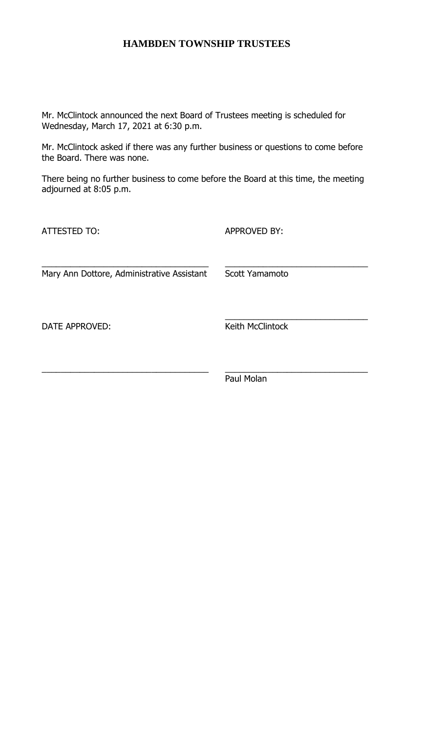**HAMBDEN TOWNSHIP TRUSTEES**

Mr. McClintock announced the next Board of Trustees meeting is scheduled for Wednesday, March 17, 2021 at 6:30 p.m.

Mr. McClintock asked if there was any further business or questions to come before the Board. There was none.

There being no further business to come before the Board at this time, the meeting adjourned at 8:05 p.m.

| | |
|---|---|
| ATTESTED TO: | APPROVED BY: |
| ___________________________________ | ______________________________ |
| Mary Ann Dottore, Administrative Assistant | Scott Yamamoto |
| | ______________________________ |
| DATE APPROVED: | Keith McClintock |
| ___________________________________ | ______________________________ |
| | Paul Molan |